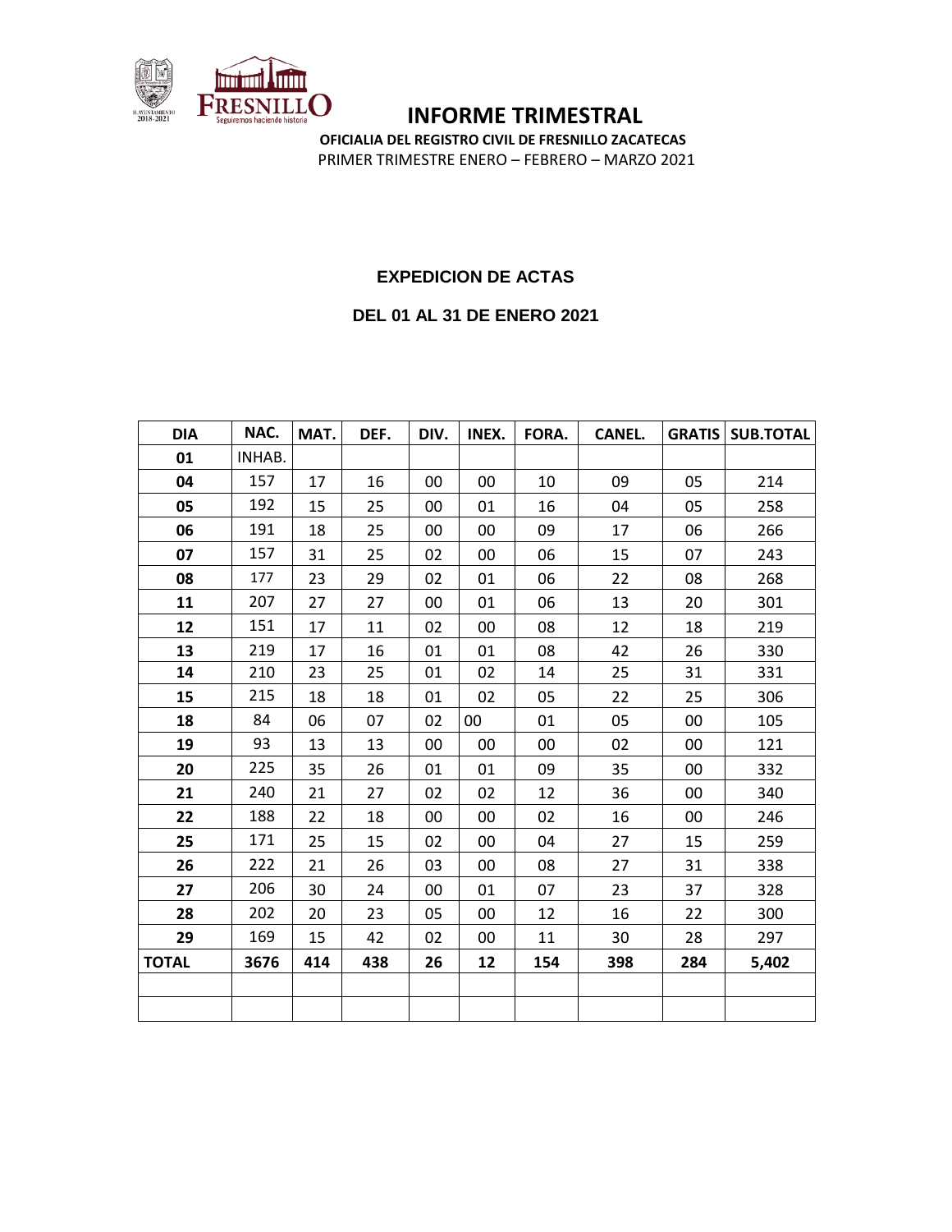# INFORME TRIMESTRAL

**OFICIALIA DEL REGISTRO CIVIL DE FRESNILLO ZACATECAS**

PRIMER TRIMESTRE ENERO – FEBRERO – MARZO 2021

## EXPEDICION DE ACTAS

### DEL 01 AL 31 DE ENERO 2021

| DIA | NAC. | MAT. | DEF. | DIV. | INEX. | FORA. | CANEL. | GRATIS | SUB.TOTAL |
|---|---|---|---|---|---|---|---|---|---|
| **01** | INHAB. | | | | | | | | |
| **04** | 157 | 17 | 16 | 00 | 00 | 10 | 09 | 05 | 214 |
| **05** | 192 | 15 | 25 | 00 | 01 | 16 | 04 | 05 | 258 |
| **06** | 191 | 18 | 25 | 00 | 00 | 09 | 17 | 06 | 266 |
| **07** | 157 | 31 | 25 | 02 | 00 | 06 | 15 | 07 | 243 |
| **08** | 177 | 23 | 29 | 02 | 01 | 06 | 22 | 08 | 268 |
| **11** | 207 | 27 | 27 | 00 | 01 | 06 | 13 | 20 | 301 |
| **12** | 151 | 17 | 11 | 02 | 00 | 08 | 12 | 18 | 219 |
| **13** | 219 | 17 | 16 | 01 | 01 | 08 | 42 | 26 | 330 |
| **14** | 210 | 23 | 25 | 01 | 02 | 14 | 25 | 31 | 331 |
| **15** | 215 | 18 | 18 | 01 | 02 | 05 | 22 | 25 | 306 |
| **18** | 84 | 06 | 07 | 02 | 00 | 01 | 05 | 00 | 105 |
| **19** | 93 | 13 | 13 | 00 | 00 | 00 | 02 | 00 | 121 |
| **20** | 225 | 35 | 26 | 01 | 01 | 09 | 35 | 00 | 332 |
| **21** | 240 | 21 | 27 | 02 | 02 | 12 | 36 | 00 | 340 |
| **22** | 188 | 22 | 18 | 00 | 00 | 02 | 16 | 00 | 246 |
| **25** | 171 | 25 | 15 | 02 | 00 | 04 | 27 | 15 | 259 |
| **26** | 222 | 21 | 26 | 03 | 00 | 08 | 27 | 31 | 338 |
| **27** | 206 | 30 | 24 | 00 | 01 | 07 | 23 | 37 | 328 |
| **28** | 202 | 20 | 23 | 05 | 00 | 12 | 16 | 22 | 300 |
| **29** | 169 | 15 | 42 | 02 | 00 | 11 | 30 | 28 | 297 |
| **TOTAL** | **3676** | **414** | **438** | **26** | **12** | **154** | **398** | **284** | **5,402** |
| | | | | | | | | | |
| | | | | | | | | | |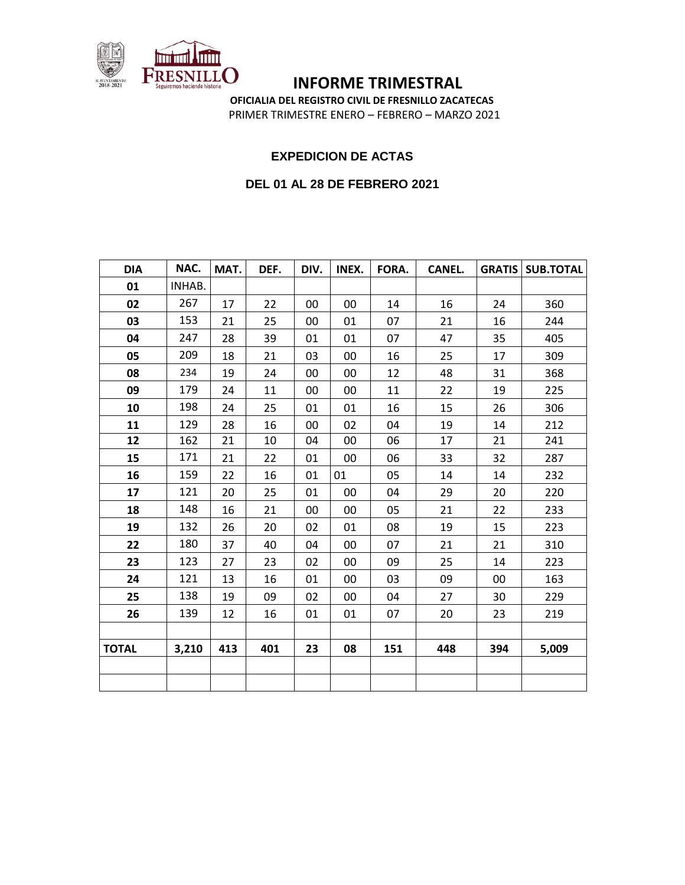# INFORME TRIMESTRAL

**OFICIALIA DEL REGISTRO CIVIL DE FRESNILLO ZACATECAS**

PRIMER TRIMESTRE ENERO – FEBRERO – MARZO 2021

## EXPEDICION DE ACTAS

### DEL 01 AL 28 DE FEBRERO 2021

| DIA | NAC. | MAT. | DEF. | DIV. | INEX. | FORA. | CANEL. | GRATIS | SUB.TOTAL |
|---|---|---|---|---|---|---|---|---|---|
| **01** | INHAB. | | | | | | | | |
| **02** | 267 | 17 | 22 | 00 | 00 | 14 | 16 | 24 | 360 |
| **03** | 153 | 21 | 25 | 00 | 01 | 07 | 21 | 16 | 244 |
| **04** | 247 | 28 | 39 | 01 | 01 | 07 | 47 | 35 | 405 |
| **05** | 209 | 18 | 21 | 03 | 00 | 16 | 25 | 17 | 309 |
| **08** | 234 | 19 | 24 | 00 | 00 | 12 | 48 | 31 | 368 |
| **09** | 179 | 24 | 11 | 00 | 00 | 11 | 22 | 19 | 225 |
| **10** | 198 | 24 | 25 | 01 | 01 | 16 | 15 | 26 | 306 |
| **11** | 129 | 28 | 16 | 00 | 02 | 04 | 19 | 14 | 212 |
| **12** | 162 | 21 | 10 | 04 | 00 | 06 | 17 | 21 | 241 |
| **15** | 171 | 21 | 22 | 01 | 00 | 06 | 33 | 32 | 287 |
| **16** | 159 | 22 | 16 | 01 | 01 | 05 | 14 | 14 | 232 |
| **17** | 121 | 20 | 25 | 01 | 00 | 04 | 29 | 20 | 220 |
| **18** | 148 | 16 | 21 | 00 | 00 | 05 | 21 | 22 | 233 |
| **19** | 132 | 26 | 20 | 02 | 01 | 08 | 19 | 15 | 223 |
| **22** | 180 | 37 | 40 | 04 | 00 | 07 | 21 | 21 | 310 |
| **23** | 123 | 27 | 23 | 02 | 00 | 09 | 25 | 14 | 223 |
| **24** | 121 | 13 | 16 | 01 | 00 | 03 | 09 | 00 | 163 |
| **25** | 138 | 19 | 09 | 02 | 00 | 04 | 27 | 30 | 229 |
| **26** | 139 | 12 | 16 | 01 | 01 | 07 | 20 | 23 | 219 |
| | | | | | | | | | |
| **TOTAL** | **3,210** | **413** | **401** | **23** | **08** | **151** | **448** | **394** | **5,009** |
| | | | | | | | | | |
| | | | | | | | | | |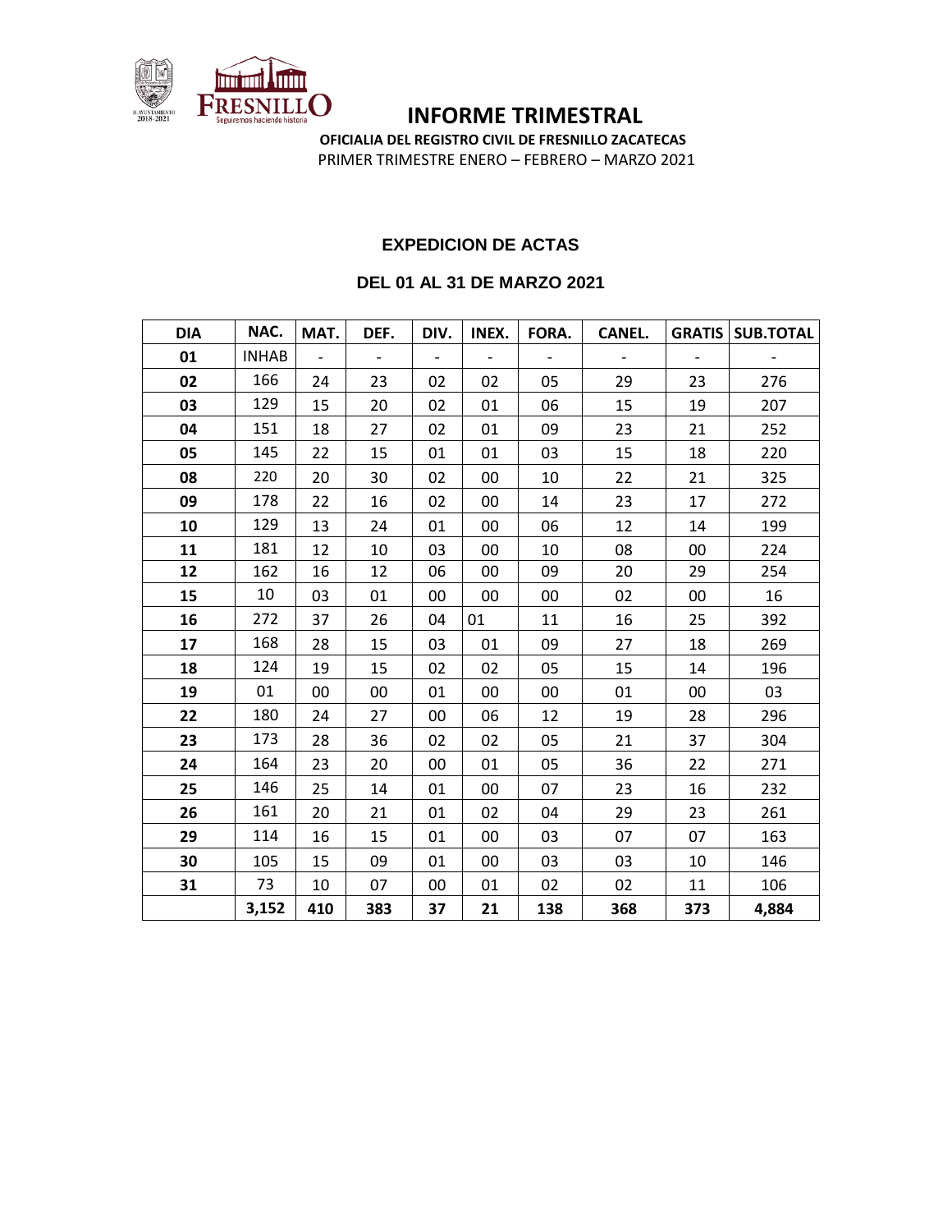# INFORME TRIMESTRAL

**OFICIALIA DEL REGISTRO CIVIL DE FRESNILLO ZACATECAS**

PRIMER TRIMESTRE ENERO – FEBRERO – MARZO 2021

## EXPEDICION DE ACTAS

### DEL 01 AL 31 DE MARZO 2021

| DIA | NAC. | MAT. | DEF. | DIV. | INEX. | FORA. | CANEL. | GRATIS | SUB.TOTAL |
|---|---|---|---|---|---|---|---|---|---|
| **01** | INHAB | - | - | - | - | - | - | - | - |
| **02** | 166 | 24 | 23 | 02 | 02 | 05 | 29 | 23 | 276 |
| **03** | 129 | 15 | 20 | 02 | 01 | 06 | 15 | 19 | 207 |
| **04** | 151 | 18 | 27 | 02 | 01 | 09 | 23 | 21 | 252 |
| **05** | 145 | 22 | 15 | 01 | 01 | 03 | 15 | 18 | 220 |
| **08** | 220 | 20 | 30 | 02 | 00 | 10 | 22 | 21 | 325 |
| **09** | 178 | 22 | 16 | 02 | 00 | 14 | 23 | 17 | 272 |
| **10** | 129 | 13 | 24 | 01 | 00 | 06 | 12 | 14 | 199 |
| **11** | 181 | 12 | 10 | 03 | 00 | 10 | 08 | 00 | 224 |
| **12** | 162 | 16 | 12 | 06 | 00 | 09 | 20 | 29 | 254 |
| **15** | 10 | 03 | 01 | 00 | 00 | 00 | 02 | 00 | 16 |
| **16** | 272 | 37 | 26 | 04 | 01 | 11 | 16 | 25 | 392 |
| **17** | 168 | 28 | 15 | 03 | 01 | 09 | 27 | 18 | 269 |
| **18** | 124 | 19 | 15 | 02 | 02 | 05 | 15 | 14 | 196 |
| **19** | 01 | 00 | 00 | 01 | 00 | 00 | 01 | 00 | 03 |
| **22** | 180 | 24 | 27 | 00 | 06 | 12 | 19 | 28 | 296 |
| **23** | 173 | 28 | 36 | 02 | 02 | 05 | 21 | 37 | 304 |
| **24** | 164 | 23 | 20 | 00 | 01 | 05 | 36 | 22 | 271 |
| **25** | 146 | 25 | 14 | 01 | 00 | 07 | 23 | 16 | 232 |
| **26** | 161 | 20 | 21 | 01 | 02 | 04 | 29 | 23 | 261 |
| **29** | 114 | 16 | 15 | 01 | 00 | 03 | 07 | 07 | 163 |
| **30** | 105 | 15 | 09 | 01 | 00 | 03 | 03 | 10 | 146 |
| **31** | 73 | 10 | 07 | 00 | 01 | 02 | 02 | 11 | 106 |
| | **3,152** | **410** | **383** | **37** | **21** | **138** | **368** | **373** | **4,884** |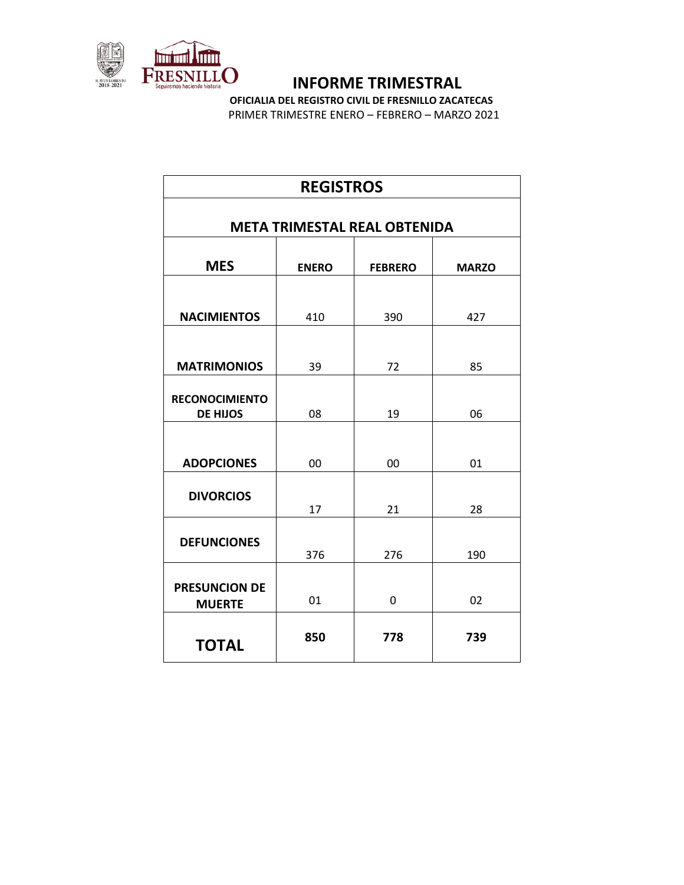# INFORME TRIMESTRAL

**OFICIALIA DEL REGISTRO CIVIL DE FRESNILLO ZACATECAS**

PRIMER TRIMESTRE ENERO – FEBRERO – MARZO 2021

| **REGISTROS** | | | |
|---|---|---|---|
| **META TRIMESTAL REAL OBTENIDA** | | | |
| **MES** | **ENERO** | **FEBRERO** | **MARZO** |
| **NACIMIENTOS** | 410 | 390 | 427 |
| **MATRIMONIOS** | 39 | 72 | 85 |
| **RECONOCIMIENTO DE HIJOS** | 08 | 19 | 06 |
| **ADOPCIONES** | 00 | 00 | 01 |
| **DIVORCIOS** | 17 | 21 | 28 |
| **DEFUNCIONES** | 376 | 276 | 190 |
| **PRESUNCION DE MUERTE** | 01 | 0 | 02 |
| **TOTAL** | **850** | **778** | **739** |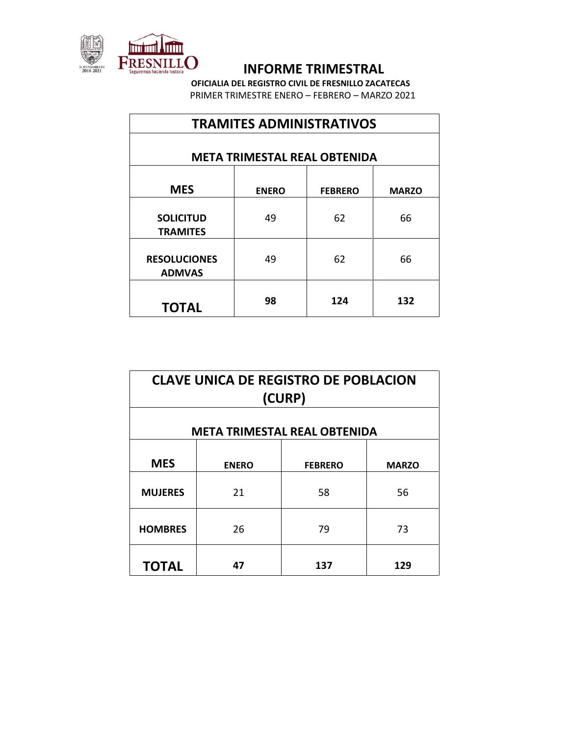# INFORME TRIMESTRAL

**OFICIALIA DEL REGISTRO CIVIL DE FRESNILLO ZACATECAS**

PRIMER TRIMESTRE ENERO – FEBRERO – MARZO 2021

| TRAMITES ADMINISTRATIVOS | | | |
|---|---|---|---|
| **META TRIMESTAL REAL OBTENIDA** | | | |
| **MES** | **ENERO** | **FEBRERO** | **MARZO** |
| **SOLICITUD TRAMITES** | 49 | 62 | 66 |
| **RESOLUCIONES ADMVAS** | 49 | 62 | 66 |
| **TOTAL** | **98** | **124** | **132** |

| CLAVE UNICA DE REGISTRO DE POBLACION (CURP) | | | |
|---|---|---|---|
| **META TRIMESTAL REAL OBTENIDA** | | | |
| **MES** | **ENERO** | **FEBRERO** | **MARZO** |
| **MUJERES** | 21 | 58 | 56 |
| **HOMBRES** | 26 | 79 | 73 |
| **TOTAL** | **47** | **137** | **129** |